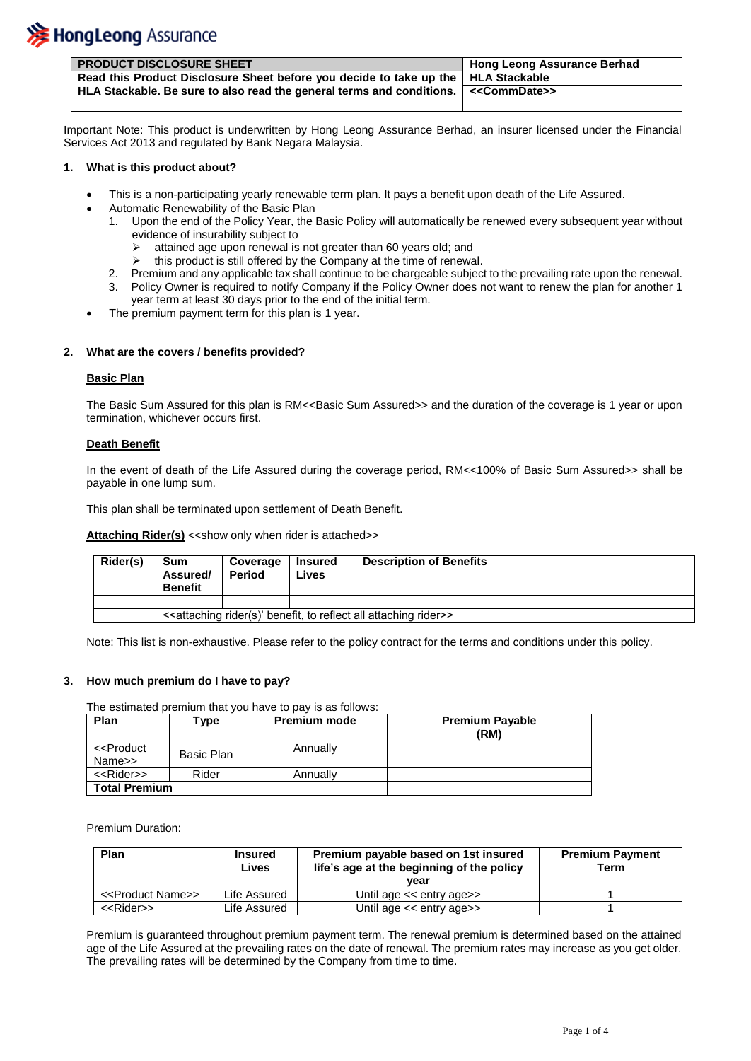| PRODUCT DISCLOSURE SHEET | Hong Leong Assurance Berhad |
|---|---|
| **Read this Product Disclosure Sheet before you decide to take up the HLA Stackable. Be sure to also read the general terms and conditions.** | **HLA Stackable** |
| | **<<CommDate>>** |

Important Note: This product is underwritten by Hong Leong Assurance Berhad, an insurer licensed under the Financial Services Act 2013 and regulated by Bank Negara Malaysia.

## 1. What is this product about?

- This is a non-participating yearly renewable term plan. It pays a benefit upon death of the Life Assured.
- Automatic Renewability of the Basic Plan
  1. Upon the end of the Policy Year, the Basic Policy will automatically be renewed every subsequent year without evidence of insurability subject to
     - attained age upon renewal is not greater than 60 years old; and
     - this product is still offered by the Company at the time of renewal.
  2. Premium and any applicable tax shall continue to be chargeable subject to the prevailing rate upon the renewal.
  3. Policy Owner is required to notify Company if the Policy Owner does not want to renew the plan for another 1 year term at least 30 days prior to the end of the initial term.
- The premium payment term for this plan is 1 year.

## 2. What are the covers / benefits provided?

**Basic Plan**

The Basic Sum Assured for this plan is RM<<Basic Sum Assured>> and the duration of the coverage is 1 year or upon termination, whichever occurs first.

**Death Benefit**

In the event of death of the Life Assured during the coverage period, RM<<100% of Basic Sum Assured>> shall be payable in one lump sum.

This plan shall be terminated upon settlement of Death Benefit.

**Attaching Rider(s)** <<show only when rider is attached>>

| Rider(s) | Sum Assured/ Benefit | Coverage Period | Insured Lives | Description of Benefits |
|---|---|---|---|---|
| | | | | |
| | <<attaching rider(s)' benefit, to reflect all attaching rider>> | | | |

Note: This list is non-exhaustive. Please refer to the policy contract for the terms and conditions under this policy.

## 3. How much premium do I have to pay?

The estimated premium that you have to pay is as follows:

| Plan | Type | Premium mode | Premium Payable (RM) |
|---|---|---|---|
| <<Product Name>> | Basic Plan | Annually | |
| <<Rider>> | Rider | Annually | |
| **Total Premium** | | | |

Premium Duration:

| Plan | Insured Lives | Premium payable based on 1st insured life's age at the beginning of the policy year | Premium Payment Term |
|---|---|---|---|
| <<Product Name>> | Life Assured | Until age << entry age>> | 1 |
| <<Rider>> | Life Assured | Until age << entry age>> | 1 |

Premium is guaranteed throughout premium payment term. The renewal premium is determined based on the attained age of the Life Assured at the prevailing rates on the date of renewal. The premium rates may increase as you get older. The prevailing rates will be determined by the Company from time to time.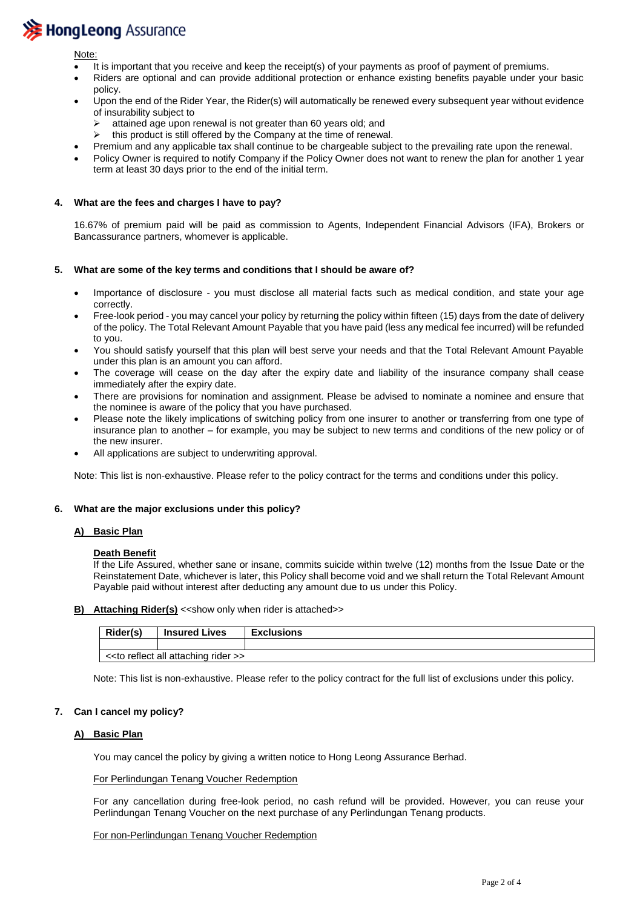Note:

- It is important that you receive and keep the receipt(s) of your payments as proof of payment of premiums.
- Riders are optional and can provide additional protection or enhance existing benefits payable under your basic policy.
- Upon the end of the Rider Year, the Rider(s) will automatically be renewed every subsequent year without evidence of insurability subject to
  - attained age upon renewal is not greater than 60 years old; and
  - this product is still offered by the Company at the time of renewal.
- Premium and any applicable tax shall continue to be chargeable subject to the prevailing rate upon the renewal.
- Policy Owner is required to notify Company if the Policy Owner does not want to renew the plan for another 1 year term at least 30 days prior to the end of the initial term.

**4. What are the fees and charges I have to pay?**

16.67% of premium paid will be paid as commission to Agents, Independent Financial Advisors (IFA), Brokers or Bancassurance partners, whomever is applicable.

**5. What are some of the key terms and conditions that I should be aware of?**

- Importance of disclosure - you must disclose all material facts such as medical condition, and state your age correctly.
- Free-look period - you may cancel your policy by returning the policy within fifteen (15) days from the date of delivery of the policy. The Total Relevant Amount Payable that you have paid (less any medical fee incurred) will be refunded to you.
- You should satisfy yourself that this plan will best serve your needs and that the Total Relevant Amount Payable under this plan is an amount you can afford.
- The coverage will cease on the day after the expiry date and liability of the insurance company shall cease immediately after the expiry date.
- There are provisions for nomination and assignment. Please be advised to nominate a nominee and ensure that the nominee is aware of the policy that you have purchased.
- Please note the likely implications of switching policy from one insurer to another or transferring from one type of insurance plan to another – for example, you may be subject to new terms and conditions of the new policy or of the new insurer.
- All applications are subject to underwriting approval.

Note: This list is non-exhaustive. Please refer to the policy contract for the terms and conditions under this policy.

**6. What are the major exclusions under this policy?**

**A) Basic Plan**

**Death Benefit**

If the Life Assured, whether sane or insane, commits suicide within twelve (12) months from the Issue Date or the Reinstatement Date, whichever is later, this Policy shall become void and we shall return the Total Relevant Amount Payable paid without interest after deducting any amount due to us under this Policy.

**B) Attaching Rider(s)** <<show only when rider is attached>>

| Rider(s) | Insured Lives | Exclusions |
|---|---|---|
| | | |
| <<to reflect all attaching rider >> | | |

Note: This list is non-exhaustive. Please refer to the policy contract for the full list of exclusions under this policy.

**7. Can I cancel my policy?**

**A) Basic Plan**

You may cancel the policy by giving a written notice to Hong Leong Assurance Berhad.

For Perlindungan Tenang Voucher Redemption

For any cancellation during free-look period, no cash refund will be provided. However, you can reuse your Perlindungan Tenang Voucher on the next purchase of any Perlindungan Tenang products.

For non-Perlindungan Tenang Voucher Redemption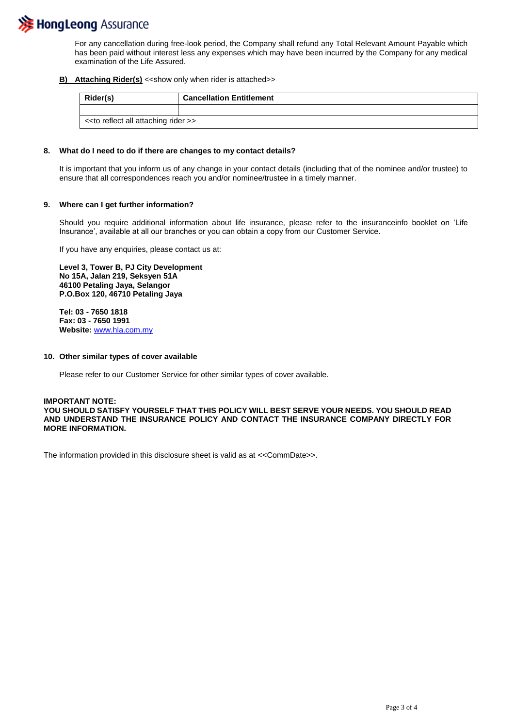For any cancellation during free-look period, the Company shall refund any Total Relevant Amount Payable which has been paid without interest less any expenses which may have been incurred by the Company for any medical examination of the Life Assured.

**B) Attaching Rider(s)** <<show only when rider is attached>>

| **Rider(s)** | **Cancellation Entitlement** |
|---|---|
| | |
| <<to reflect all attaching rider >> | |

**8. What do I need to do if there are changes to my contact details?**

It is important that you inform us of any change in your contact details (including that of the nominee and/or trustee) to ensure that all correspondences reach you and/or nominee/trustee in a timely manner.

**9. Where can I get further information?**

Should you require additional information about life insurance, please refer to the insuranceinfo booklet on 'Life Insurance', available at all our branches or you can obtain a copy from our Customer Service.

If you have any enquiries, please contact us at:

**Level 3, Tower B, PJ City Development**
**No 15A, Jalan 219, Seksyen 51A**
**46100 Petaling Jaya, Selangor**
**P.O.Box 120, 46710 Petaling Jaya**

**Tel: 03 - 7650 1818**
**Fax: 03 - 7650 1991**
**Website:** www.hla.com.my

**10. Other similar types of cover available**

Please refer to our Customer Service for other similar types of cover available.

**IMPORTANT NOTE:**
**YOU SHOULD SATISFY YOURSELF THAT THIS POLICY WILL BEST SERVE YOUR NEEDS. YOU SHOULD READ AND UNDERSTAND THE INSURANCE POLICY AND CONTACT THE INSURANCE COMPANY DIRECTLY FOR MORE INFORMATION.**

The information provided in this disclosure sheet is valid as at <<CommDate>>.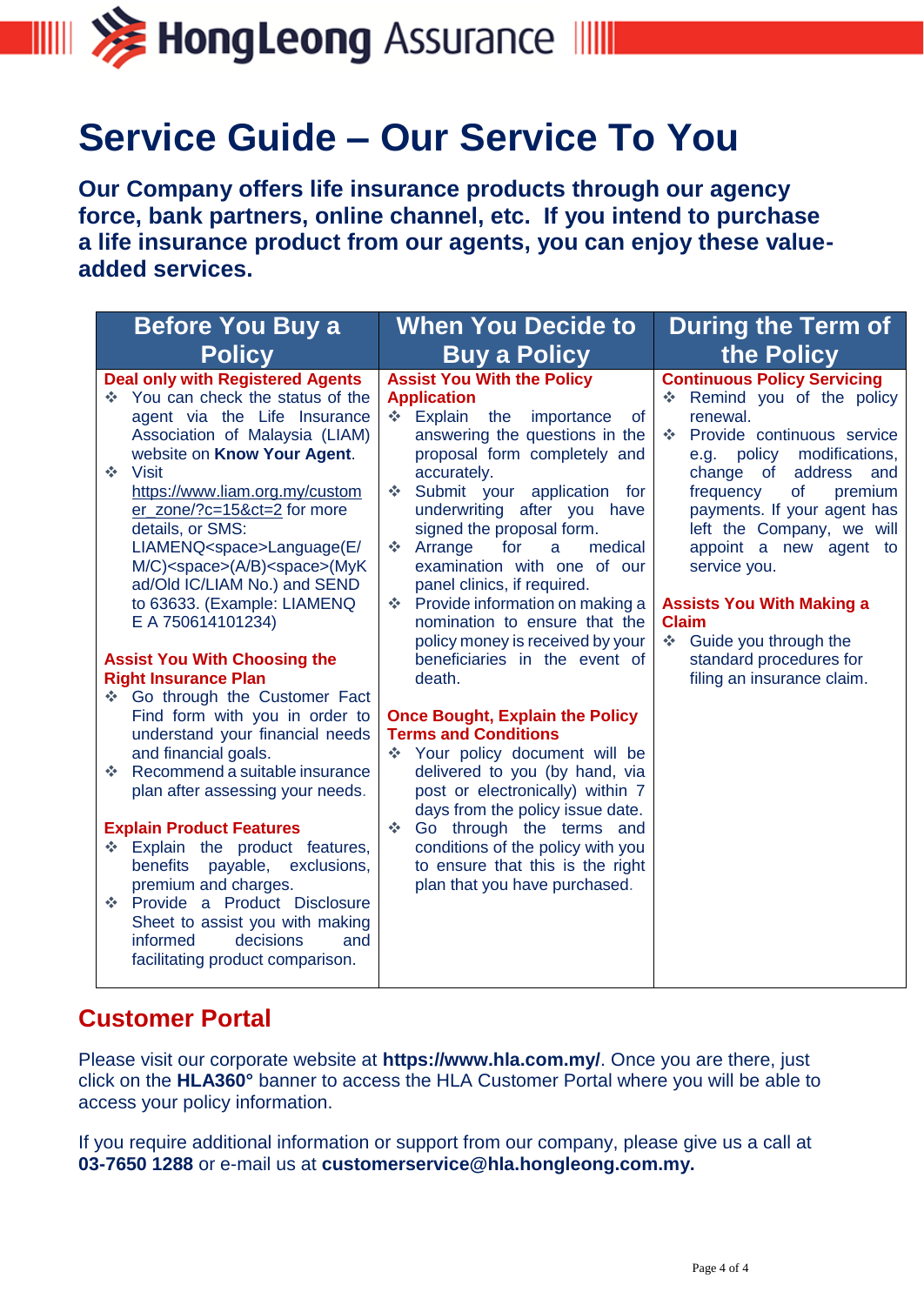# Service Guide – Our Service To You

**Our Company offers life insurance products through our agency force, bank partners, online channel, etc. If you intend to purchase a life insurance product from our agents, you can enjoy these value-added services.**

| Before You Buy a Policy | When You Decide to Buy a Policy | During the Term of the Policy |
|---|---|---|
| **Deal only with Registered Agents**<br>❖ You can check the status of the agent via the Life Insurance Association of Malaysia (LIAM) website on **Know Your Agent**.<br>❖ Visit https://www.liam.org.my/customer_zone/?c=15&ct=2 for more details, or SMS: LIAMENQ<space>Language(E/M/C)<space>(A/B)<space>(MyKad/Old IC/LIAM No.) and SEND to 63633. (Example: LIAMENQ E A 750614101234)<br><br>**Assist You With Choosing the Right Insurance Plan**<br>❖ Go through the Customer Fact Find form with you in order to understand your financial needs and financial goals.<br>❖ Recommend a suitable insurance plan after assessing your needs.<br><br>**Explain Product Features**<br>❖ Explain the product features, benefits payable, exclusions, premium and charges.<br>❖ Provide a Product Disclosure Sheet to assist you with making informed decisions and facilitating product comparison. | **Assist You With the Policy Application**<br>❖ Explain the importance of answering the questions in the proposal form completely and accurately.<br>❖ Submit your application for underwriting after you have signed the proposal form.<br>❖ Arrange for a medical examination with one of our panel clinics, if required.<br>❖ Provide information on making a nomination to ensure that the policy money is received by your beneficiaries in the event of death.<br><br>**Once Bought, Explain the Policy Terms and Conditions**<br>❖ Your policy document will be delivered to you (by hand, via post or electronically) within 7 days from the policy issue date.<br>❖ Go through the terms and conditions of the policy with you to ensure that this is the right plan that you have purchased. | **Continuous Policy Servicing**<br>❖ Remind you of the policy renewal.<br>❖ Provide continuous service e.g. policy modifications, change of address and frequency of premium payments. If your agent has left the Company, we will appoint a new agent to service you.<br><br>**Assists You With Making a Claim**<br>❖ Guide you through the standard procedures for filing an insurance claim. |

## Customer Portal

Please visit our corporate website at **https://www.hla.com.my/**. Once you are there, just click on the **HLA360°** banner to access the HLA Customer Portal where you will be able to access your policy information.

If you require additional information or support from our company, please give us a call at **03-7650 1288** or e-mail us at **customerservice@hla.hongleong.com.my.**